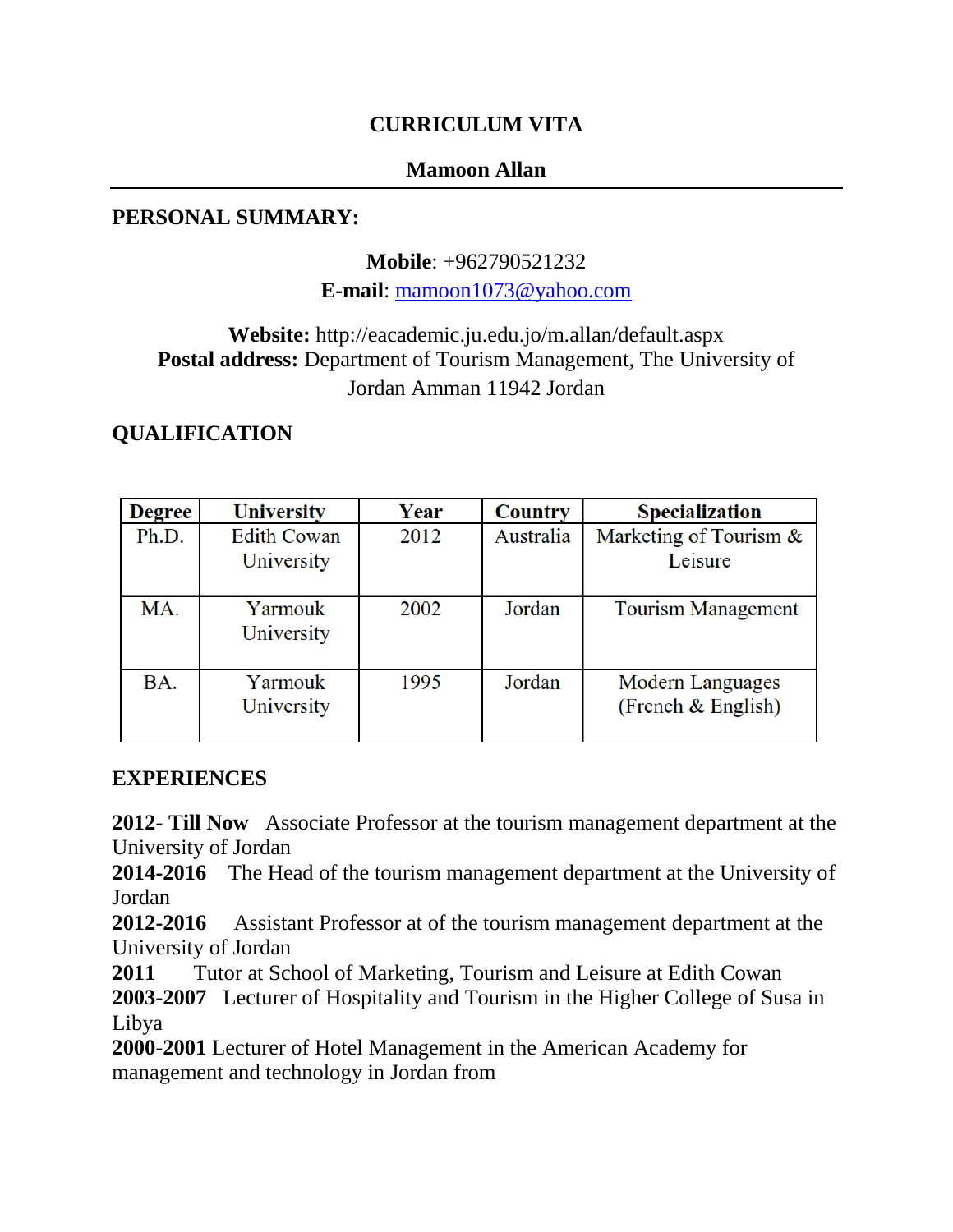# CURRICULUM VITA

## Mamoon Allan

---

## PERSONAL SUMMARY:

**Mobile**: +962790521232
**E-mail**: mamoon1073@yahoo.com

**Website:** http://eacademic.ju.edu.jo/m.allan/default.aspx
**Postal address:** Department of Tourism Management, The University of Jordan Amman 11942 Jordan

## QUALIFICATION

| Degree | University | Year | Country | Specialization |
|---|---|---|---|---|
| Ph.D. | Edith Cowan University | 2012 | Australia | Marketing of Tourism & Leisure |
| MA. | Yarmouk University | 2002 | Jordan | Tourism Management |
| BA. | Yarmouk University | 1995 | Jordan | Modern Languages (French & English) |

## EXPERIENCES

**2012- Till Now** Associate Professor at the tourism management department at the University of Jordan
**2014-2016** The Head of the tourism management department at the University of Jordan
**2012-2016** Assistant Professor at of the tourism management department at the University of Jordan
**2011** Tutor at School of Marketing, Tourism and Leisure at Edith Cowan
**2003-2007** Lecturer of Hospitality and Tourism in the Higher College of Susa in Libya
**2000-2001** Lecturer of Hotel Management in the American Academy for management and technology in Jordan from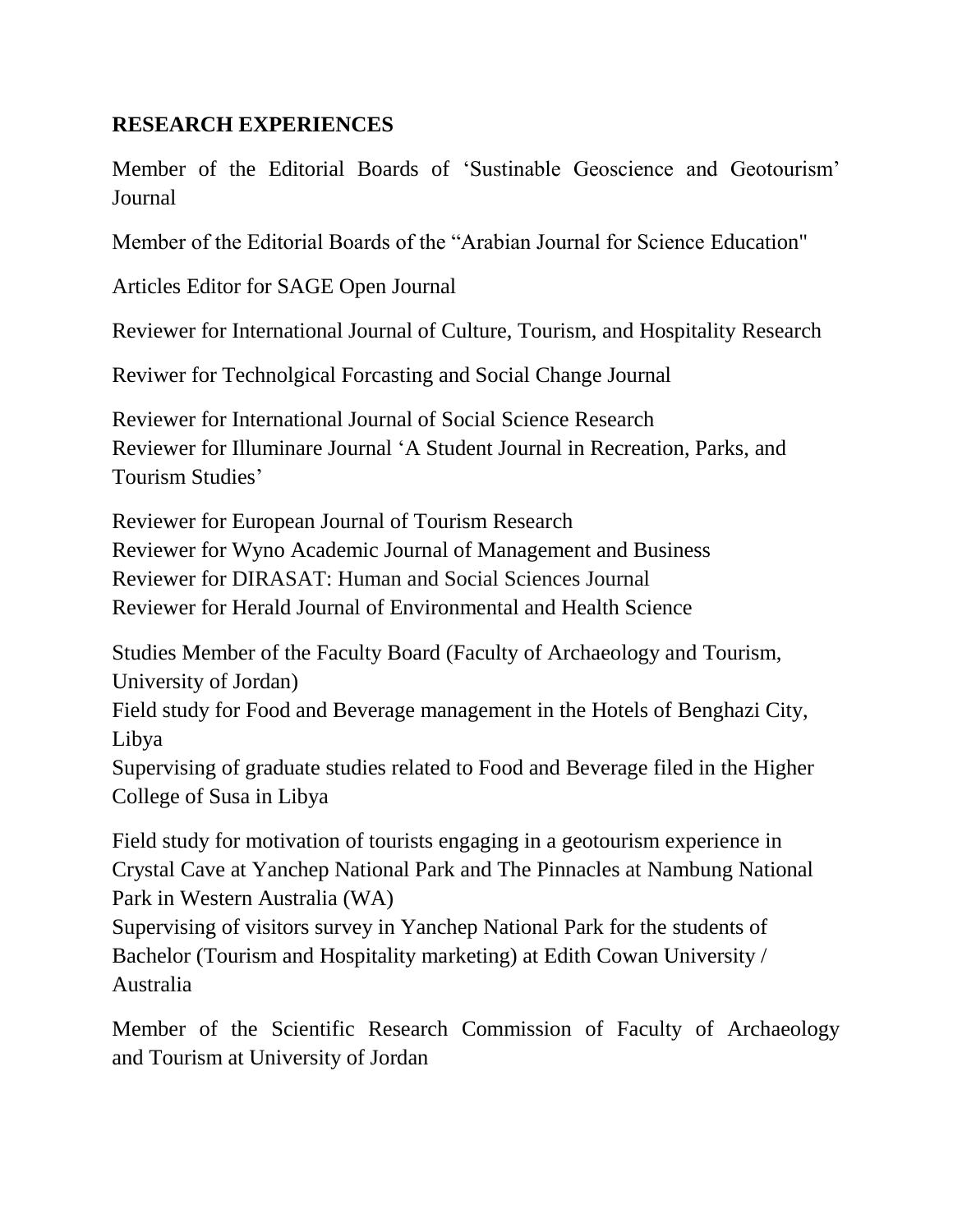**RESEARCH EXPERIENCES**

Member of the Editorial Boards of 'Sustinable Geoscience and Geotourism' Journal

Member of the Editorial Boards of the "Arabian Journal for Science Education"

Articles Editor for SAGE Open Journal

Reviewer for International Journal of Culture, Tourism, and Hospitality Research

Reviwer for Technolgical Forcasting and Social Change Journal

Reviewer for International Journal of Social Science Research
Reviewer for Illuminare Journal 'A Student Journal in Recreation, Parks, and Tourism Studies'

Reviewer for European Journal of Tourism Research
Reviewer for Wyno Academic Journal of Management and Business
Reviewer for DIRASAT: Human and Social Sciences Journal
Reviewer for Herald Journal of Environmental and Health Science

Studies Member of the Faculty Board (Faculty of Archaeology and Tourism, University of Jordan)
Field study for Food and Beverage management in the Hotels of Benghazi City, Libya
Supervising of graduate studies related to Food and Beverage filed in the Higher College of Susa in Libya

Field study for motivation of tourists engaging in a geotourism experience in Crystal Cave at Yanchep National Park and The Pinnacles at Nambung National Park in Western Australia (WA)
Supervising of visitors survey in Yanchep National Park for the students of Bachelor (Tourism and Hospitality marketing) at Edith Cowan University / Australia

Member of the Scientific Research Commission of Faculty of Archaeology and Tourism at University of Jordan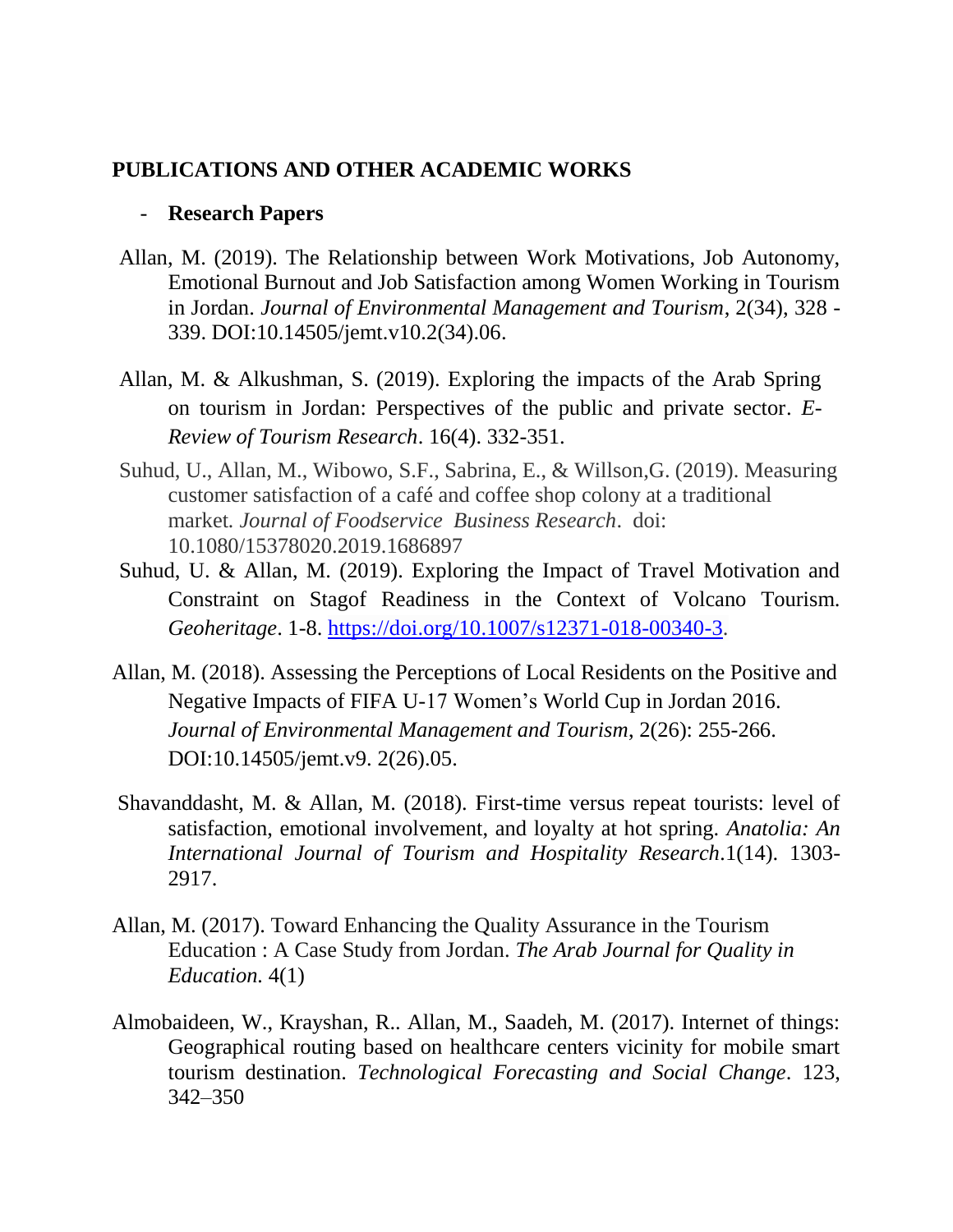## PUBLICATIONS AND OTHER ACADEMIC WORKS

- **Research Papers**

Allan, M. (2019). The Relationship between Work Motivations, Job Autonomy, Emotional Burnout and Job Satisfaction among Women Working in Tourism in Jordan. *Journal of Environmental Management and Tourism*, 2(34), 328 - 339. DOI:10.14505/jemt.v10.2(34).06.

Allan, M. & Alkushman, S. (2019). Exploring the impacts of the Arab Spring on tourism in Jordan: Perspectives of the public and private sector. *E-Review of Tourism Research*. 16(4). 332-351.

Suhud, U., Allan, M., Wibowo, S.F., Sabrina, E., & Willson,G. (2019). Measuring customer satisfaction of a café and coffee shop colony at a traditional market. *Journal of Foodservice Business Research*. doi: 10.1080/15378020.2019.1686897

Suhud, U. & Allan, M. (2019). Exploring the Impact of Travel Motivation and Constraint on Stagof Readiness in the Context of Volcano Tourism. *Geoheritage*. 1-8. https://doi.org/10.1007/s12371-018-00340-3.

Allan, M. (2018). Assessing the Perceptions of Local Residents on the Positive and Negative Impacts of FIFA U-17 Women's World Cup in Jordan 2016. *Journal of Environmental Management and Tourism*, 2(26): 255-266. DOI:10.14505/jemt.v9. 2(26).05.

Shavanddasht, M. & Allan, M. (2018). First-time versus repeat tourists: level of satisfaction, emotional involvement, and loyalty at hot spring. *Anatolia: An International Journal of Tourism and Hospitality Research*.1(14). 1303-2917.

Allan, M. (2017). Toward Enhancing the Quality Assurance in the Tourism Education : A Case Study from Jordan. *The Arab Journal for Quality in Education.* 4(1)

Almobaideen, W., Krayshan, R.. Allan, M., Saadeh, M. (2017). Internet of things: Geographical routing based on healthcare centers vicinity for mobile smart tourism destination. *Technological Forecasting and Social Change*. 123, 342–350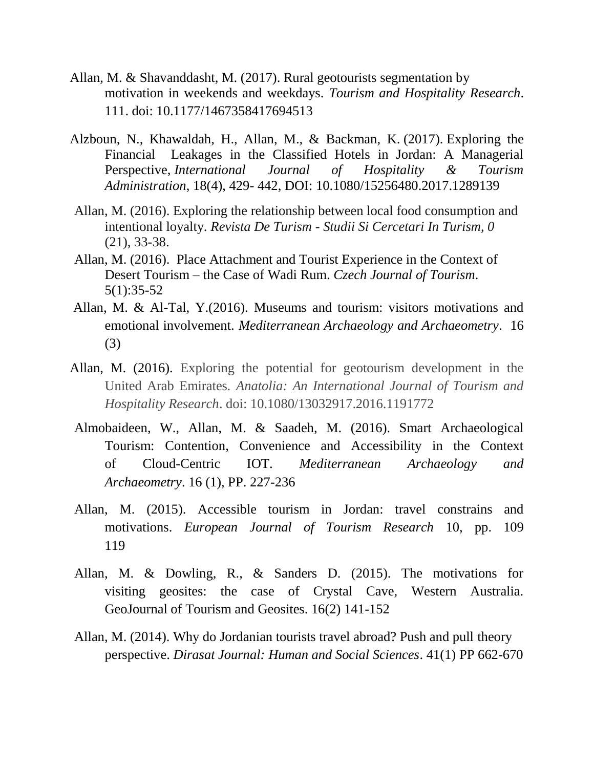Allan, M. & Shavanddasht, M. (2017). Rural geotourists segmentation by motivation in weekends and weekdays. *Tourism and Hospitality Research*. 111. doi: 10.1177/1467358417694513

Alzboun, N., Khawaldah, H., Allan, M., & Backman, K. (2017). Exploring the Financial Leakages in the Classified Hotels in Jordan: A Managerial Perspective, *International Journal of Hospitality & Tourism Administration*, 18(4), 429- 442, DOI: 10.1080/15256480.2017.1289139

Allan, M. (2016). Exploring the relationship between local food consumption and intentional loyalty. *Revista De Turism - Studii Si Cercetari In Turism*, *0* (21), 33-38.

Allan, M. (2016). Place Attachment and Tourist Experience in the Context of Desert Tourism – the Case of Wadi Rum. *Czech Journal of Tourism*. 5(1):35-52

Allan, M. & Al-Tal, Y.(2016). Museums and tourism: visitors motivations and emotional involvement. *Mediterranean Archaeology and Archaeometry*. 16 (3)

Allan, M. (2016). Exploring the potential for geotourism development in the United Arab Emirates. *Anatolia: An International Journal of Tourism and Hospitality Research*. doi: 10.1080/13032917.2016.1191772

Almobaideen, W., Allan, M. & Saadeh, M. (2016). Smart Archaeological Tourism: Contention, Convenience and Accessibility in the Context of Cloud-Centric IOT. *Mediterranean Archaeology and Archaeometry*. 16 (1), PP. 227-236

Allan, M. (2015). Accessible tourism in Jordan: travel constrains and motivations. *European Journal of Tourism Research* 10, pp. 109 119

Allan, M. & Dowling, R., & Sanders D. (2015). The motivations for visiting geosites: the case of Crystal Cave, Western Australia. GeoJournal of Tourism and Geosites. 16(2) 141-152

Allan, M. (2014). Why do Jordanian tourists travel abroad? Push and pull theory perspective. *Dirasat Journal: Human and Social Sciences*. 41(1) PP 662-670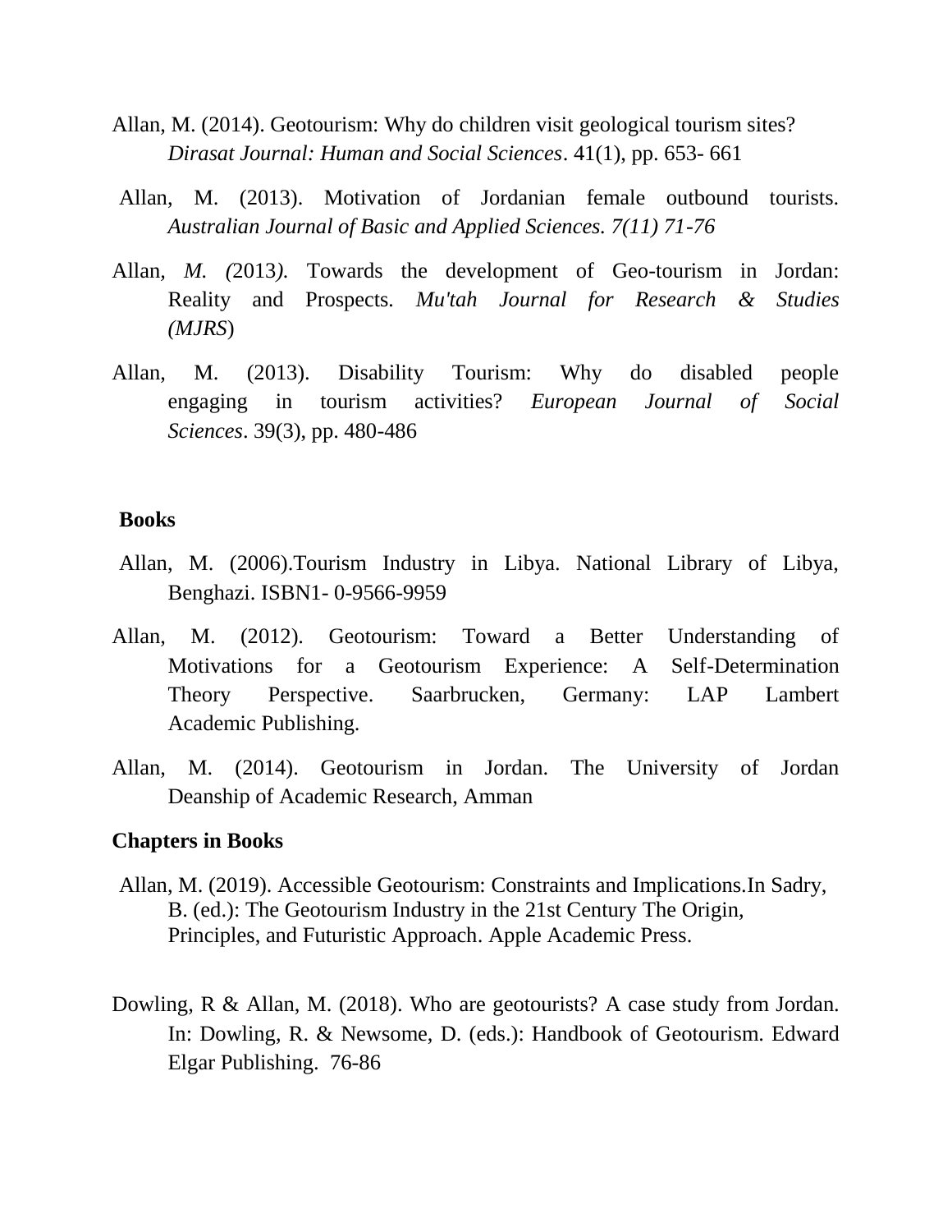Allan, M. (2014). Geotourism: Why do children visit geological tourism sites? *Dirasat Journal: Human and Social Sciences*. 41(1), pp. 653- 661

Allan, M. (2013). Motivation of Jordanian female outbound tourists. *Australian Journal of Basic and Applied Sciences. 7(11) 71-76*

Allan, *M. (*2013*).* Towards the development of Geo-tourism in Jordan: Reality and Prospects. *Mu'tah Journal for Research & Studies (MJRS*)

Allan, M. (2013). Disability Tourism: Why do disabled people engaging in tourism activities? *European Journal of Social Sciences*. 39(3), pp. 480-486

**Books**

Allan, M. (2006).Tourism Industry in Libya. National Library of Libya, Benghazi. ISBN1- 0-9566-9959

Allan, M. (2012). Geotourism: Toward a Better Understanding of Motivations for a Geotourism Experience: A Self-Determination Theory Perspective. Saarbrucken, Germany: LAP Lambert Academic Publishing.

Allan, M. (2014). Geotourism in Jordan. The University of Jordan Deanship of Academic Research, Amman

**Chapters in Books**

Allan, M. (2019). Accessible Geotourism: Constraints and Implications.In Sadry, B. (ed.): The Geotourism Industry in the 21st Century The Origin, Principles, and Futuristic Approach. Apple Academic Press.

Dowling, R & Allan, M. (2018). Who are geotourists? A case study from Jordan. In: Dowling, R. & Newsome, D. (eds.): Handbook of Geotourism. Edward Elgar Publishing. 76-86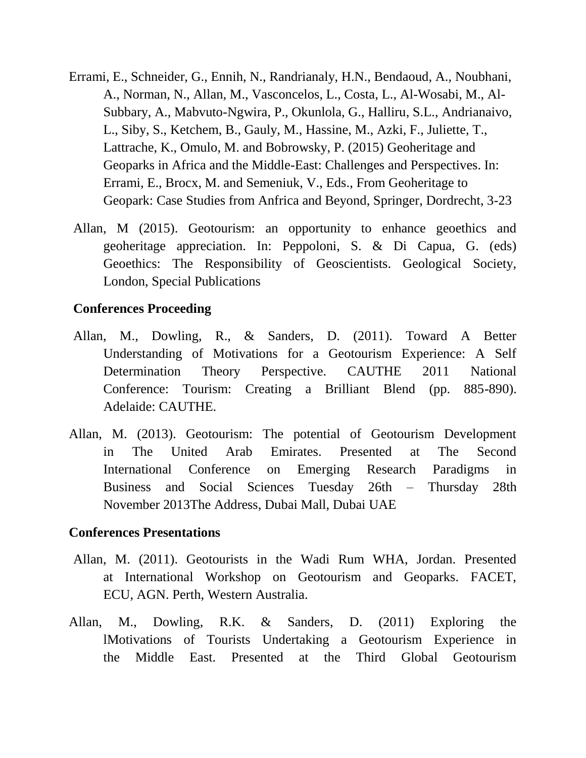Errami, E., Schneider, G., Ennih, N., Randrianaly, H.N., Bendaoud, A., Noubhani, A., Norman, N., Allan, M., Vasconcelos, L., Costa, L., Al-Wosabi, M., Al-Subbary, A., Mabvuto-Ngwira, P., Okunlola, G., Halliru, S.L., Andrianaivo, L., Siby, S., Ketchem, B., Gauly, M., Hassine, M., Azki, F., Juliette, T., Lattrache, K., Omulo, M. and Bobrowsky, P. (2015) Geoheritage and Geoparks in Africa and the Middle-East: Challenges and Perspectives. In: Errami, E., Brocx, M. and Semeniuk, V., Eds., From Geoheritage to Geopark: Case Studies from Anfrica and Beyond, Springer, Dordrecht, 3-23

Allan, M (2015). Geotourism: an opportunity to enhance geoethics and geoheritage appreciation. In: Peppoloni, S. & Di Capua, G. (eds) Geoethics: The Responsibility of Geoscientists. Geological Society, London, Special Publications

**Conferences Proceeding**

Allan, M., Dowling, R., & Sanders, D. (2011). Toward A Better Understanding of Motivations for a Geotourism Experience: A Self Determination Theory Perspective. CAUTHE 2011 National Conference: Tourism: Creating a Brilliant Blend (pp. 885-890). Adelaide: CAUTHE.

Allan, M. (2013). Geotourism: The potential of Geotourism Development in The United Arab Emirates. Presented at The Second International Conference on Emerging Research Paradigms in Business and Social Sciences Tuesday 26th – Thursday 28th November 2013The Address, Dubai Mall, Dubai UAE

**Conferences Presentations**

Allan, M. (2011). Geotourists in the Wadi Rum WHA, Jordan. Presented at International Workshop on Geotourism and Geoparks. FACET, ECU, AGN. Perth, Western Australia.

Allan, M., Dowling, R.K. & Sanders, D. (2011) Exploring the lMotivations of Tourists Undertaking a Geotourism Experience in the Middle East. Presented at the Third Global Geotourism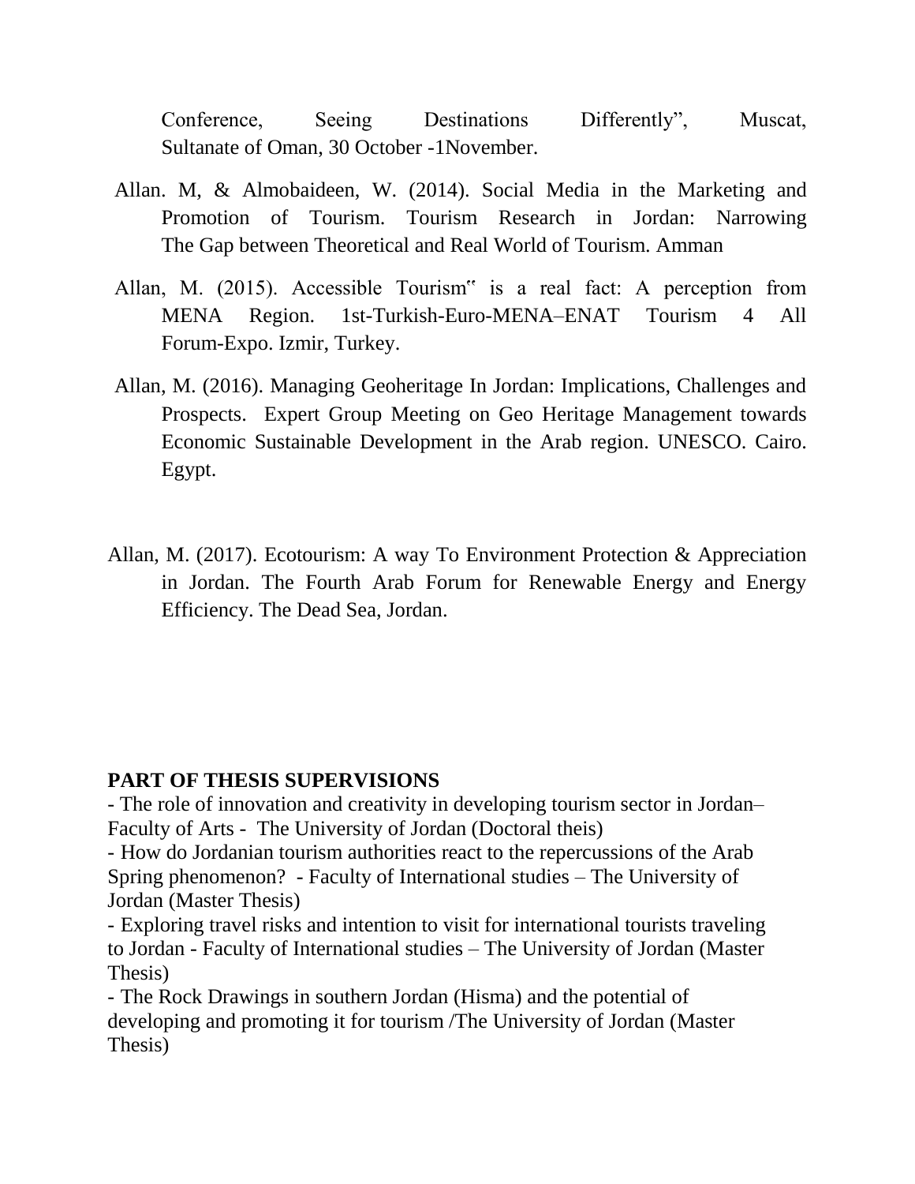Conference, Seeing Destinations Differently", Muscat, Sultanate of Oman, 30 October -1November.

Allan. M, & Almobaideen, W. (2014). Social Media in the Marketing and Promotion of Tourism. Tourism Research in Jordan: Narrowing The Gap between Theoretical and Real World of Tourism. Amman

Allan, M. (2015). Accessible Tourism" is a real fact: A perception from MENA Region. 1st-Turkish-Euro-MENA–ENAT Tourism 4 All Forum-Expo. Izmir, Turkey.

Allan, M. (2016). Managing Geoheritage In Jordan: Implications, Challenges and Prospects. Expert Group Meeting on Geo Heritage Management towards Economic Sustainable Development in the Arab region. UNESCO. Cairo. Egypt.

Allan, M. (2017). Ecotourism: A way To Environment Protection & Appreciation in Jordan. The Fourth Arab Forum for Renewable Energy and Energy Efficiency. The Dead Sea, Jordan.

**PART OF THESIS SUPERVISIONS**

- The role of innovation and creativity in developing tourism sector in Jordan– Faculty of Arts - The University of Jordan (Doctoral theis)
- How do Jordanian tourism authorities react to the repercussions of the Arab Spring phenomenon? - Faculty of International studies – The University of Jordan (Master Thesis)
- Exploring travel risks and intention to visit for international tourists traveling to Jordan - Faculty of International studies – The University of Jordan (Master Thesis)
- The Rock Drawings in southern Jordan (Hisma) and the potential of developing and promoting it for tourism /The University of Jordan (Master Thesis)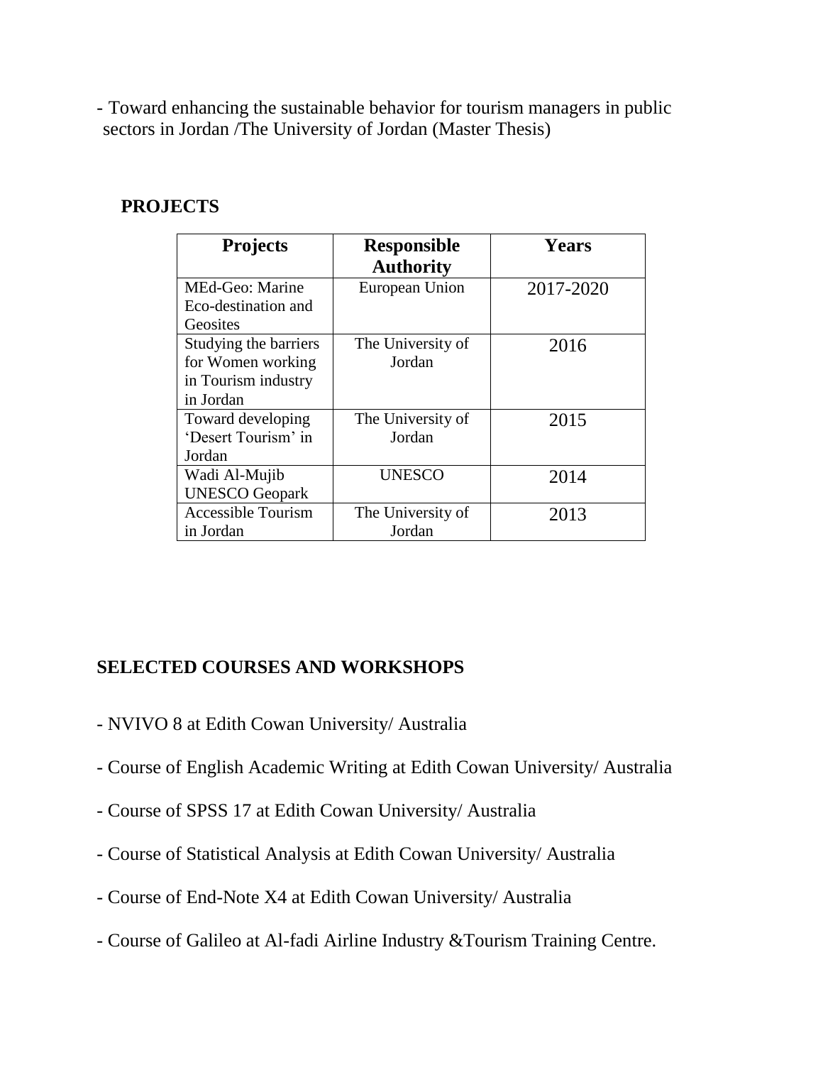- Toward enhancing the sustainable behavior for tourism managers in public sectors in Jordan /The University of Jordan (Master Thesis)

## PROJECTS

| Projects | Responsible Authority | Years |
|---|---|---|
| MEd-Geo: Marine Eco-destination and Geosites | European Union | 2017-2020 |
| Studying the barriers for Women working in Tourism industry in Jordan | The University of Jordan | 2016 |
| Toward developing 'Desert Tourism' in Jordan | The University of Jordan | 2015 |
| Wadi Al-Mujib UNESCO Geopark | UNESCO | 2014 |
| Accessible Tourism in Jordan | The University of Jordan | 2013 |

## SELECTED COURSES AND WORKSHOPS

- NVIVO 8 at Edith Cowan University/ Australia
- Course of English Academic Writing at Edith Cowan University/ Australia
- Course of SPSS 17 at Edith Cowan University/ Australia
- Course of Statistical Analysis at Edith Cowan University/ Australia
- Course of End-Note X4 at Edith Cowan University/ Australia
- Course of Galileo at Al-fadi Airline Industry &Tourism Training Centre.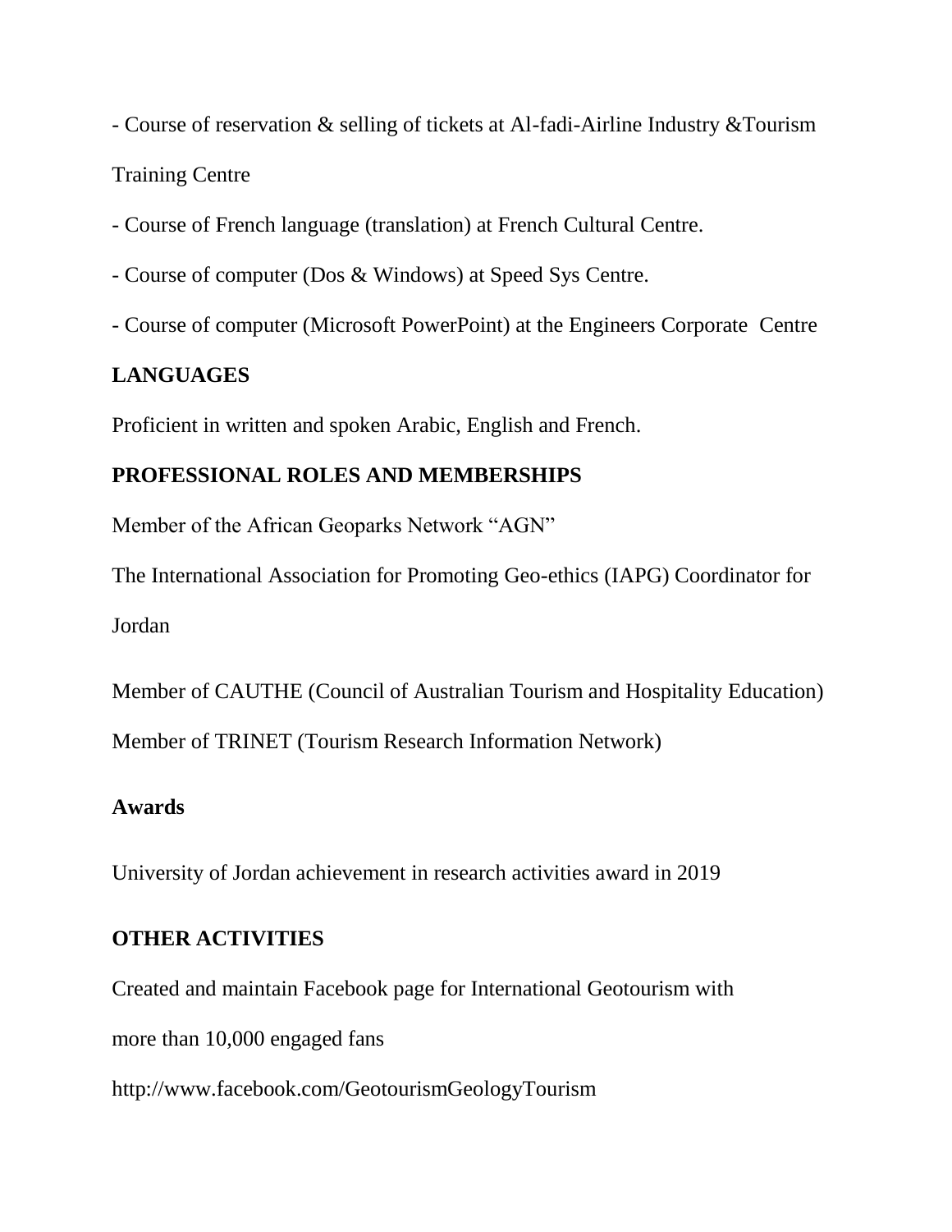- Course of reservation & selling of tickets at Al-fadi-Airline Industry &Tourism Training Centre
- Course of French language (translation) at French Cultural Centre.
- Course of computer (Dos & Windows) at Speed Sys Centre.
- Course of computer (Microsoft PowerPoint) at the Engineers Corporate Centre

## LANGUAGES

Proficient in written and spoken Arabic, English and French.

## PROFESSIONAL ROLES AND MEMBERSHIPS

Member of the African Geoparks Network "AGN"

The International Association for Promoting Geo-ethics (IAPG) Coordinator for Jordan

Member of CAUTHE (Council of Australian Tourism and Hospitality Education)

Member of TRINET (Tourism Research Information Network)

## Awards

University of Jordan achievement in research activities award in 2019

## OTHER ACTIVITIES

Created and maintain Facebook page for International Geotourism with more than 10,000 engaged fans

http://www.facebook.com/GeotourismGeologyTourism